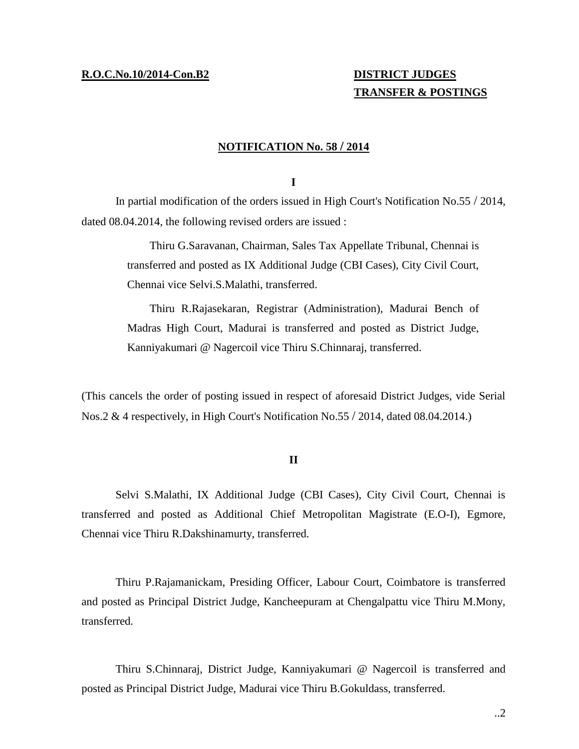**R.O.C.No.10/2014-Con.B2** **DISTRICT JUDGES TRANSFER & POSTINGS**

**NOTIFICATION No. 58 / 2014**

**I**

In partial modification of the orders issued in High Court's Notification No.55 / 2014, dated 08.04.2014, the following revised orders are issued :

> Thiru G.Saravanan, Chairman, Sales Tax Appellate Tribunal, Chennai is transferred and posted as IX Additional Judge (CBI Cases), City Civil Court, Chennai vice Selvi.S.Malathi, transferred.
>
> Thiru R.Rajasekaran, Registrar (Administration), Madurai Bench of Madras High Court, Madurai is transferred and posted as District Judge, Kanniyakumari @ Nagercoil vice Thiru S.Chinnaraj, transferred.

(This cancels the order of posting issued in respect of aforesaid District Judges, vide Serial Nos.2 & 4 respectively, in High Court's Notification No.55 / 2014, dated 08.04.2014.)

**II**

Selvi S.Malathi, IX Additional Judge (CBI Cases), City Civil Court, Chennai is transferred and posted as Additional Chief Metropolitan Magistrate (E.O-I), Egmore, Chennai vice Thiru R.Dakshinamurty, transferred.

Thiru P.Rajamanickam, Presiding Officer, Labour Court, Coimbatore is transferred and posted as Principal District Judge, Kancheepuram at Chengalpattu vice Thiru M.Mony, transferred.

Thiru S.Chinnaraj, District Judge, Kanniyakumari @ Nagercoil is transferred and posted as Principal District Judge, Madurai vice Thiru B.Gokuldass, transferred.

..2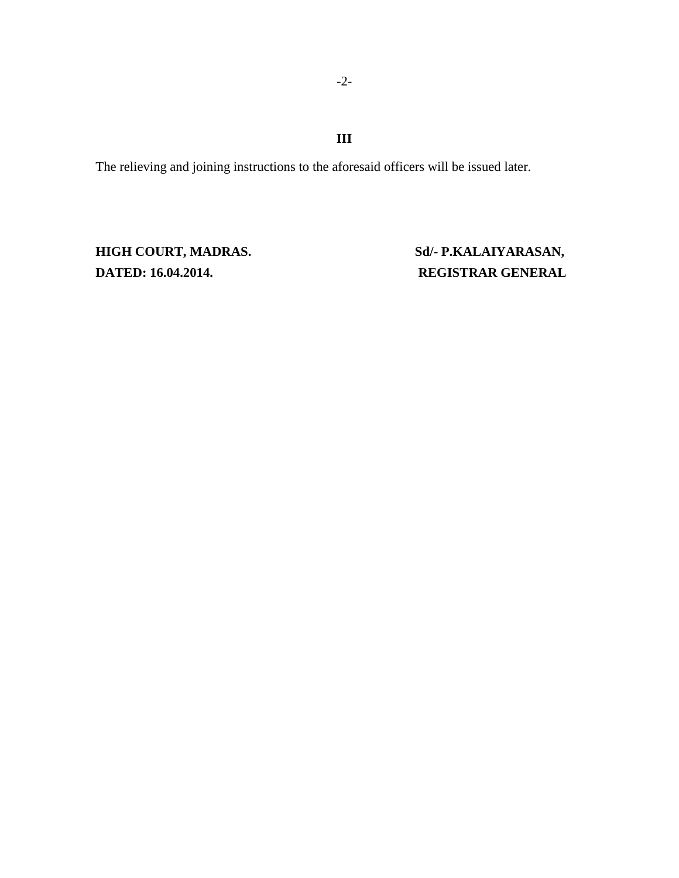**III**

The relieving and joining instructions to the aforesaid officers will be issued later.

**HIGH COURT, MADRAS.**
**DATED: 16.04.2014.**

**Sd/- P.KALAIYARASAN,**
**REGISTRAR GENERAL**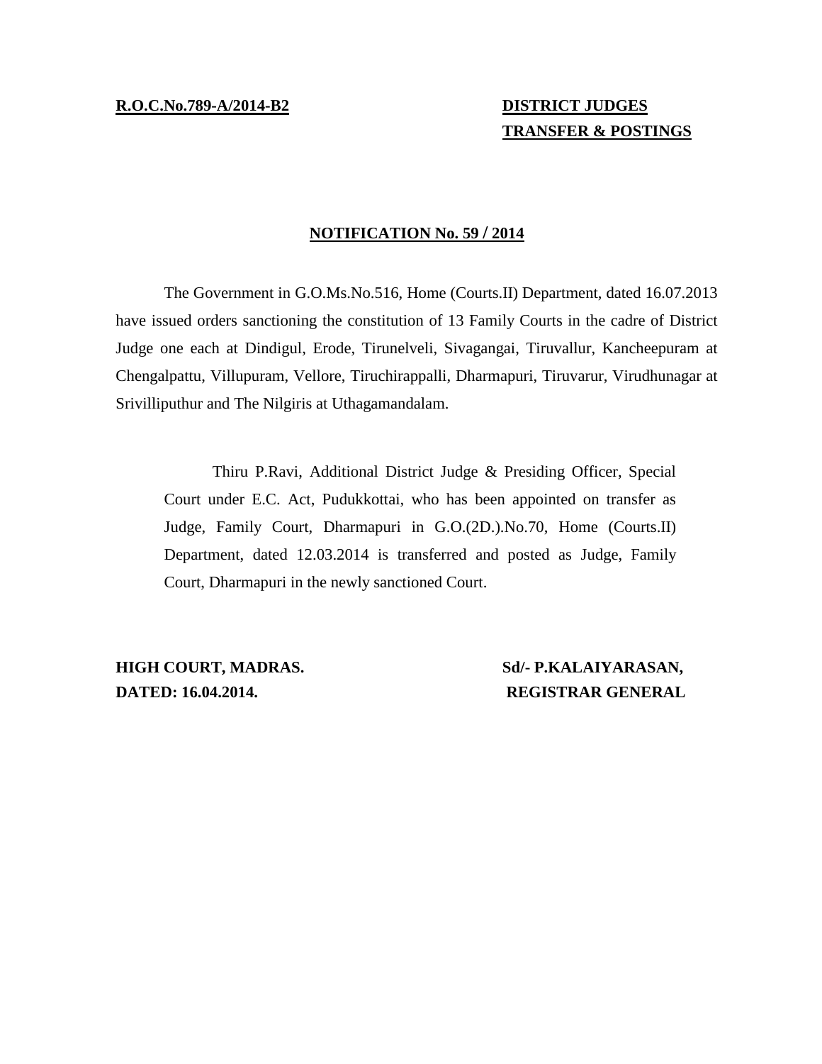**R.O.C.No.789-A/2014-B2**

**DISTRICT JUDGES TRANSFER & POSTINGS**

## NOTIFICATION No. 59 / 2014

The Government in G.O.Ms.No.516, Home (Courts.II) Department, dated 16.07.2013 have issued orders sanctioning the constitution of 13 Family Courts in the cadre of District Judge one each at Dindigul, Erode, Tirunelveli, Sivagangai, Tiruvallur, Kancheepuram at Chengalpattu, Villupuram, Vellore, Tiruchirappalli, Dharmapuri, Tiruvarur, Virudhunagar at Srivilliputhur and The Nilgiris at Uthagamandalam.

> Thiru P.Ravi, Additional District Judge & Presiding Officer, Special Court under E.C. Act, Pudukkottai, who has been appointed on transfer as Judge, Family Court, Dharmapuri in G.O.(2D.).No.70, Home (Courts.II) Department, dated 12.03.2014 is transferred and posted as Judge, Family Court, Dharmapuri in the newly sanctioned Court.

**HIGH COURT, MADRAS.**
**DATED: 16.04.2014.**

**Sd/- P.KALAIYARASAN,**
**REGISTRAR GENERAL**